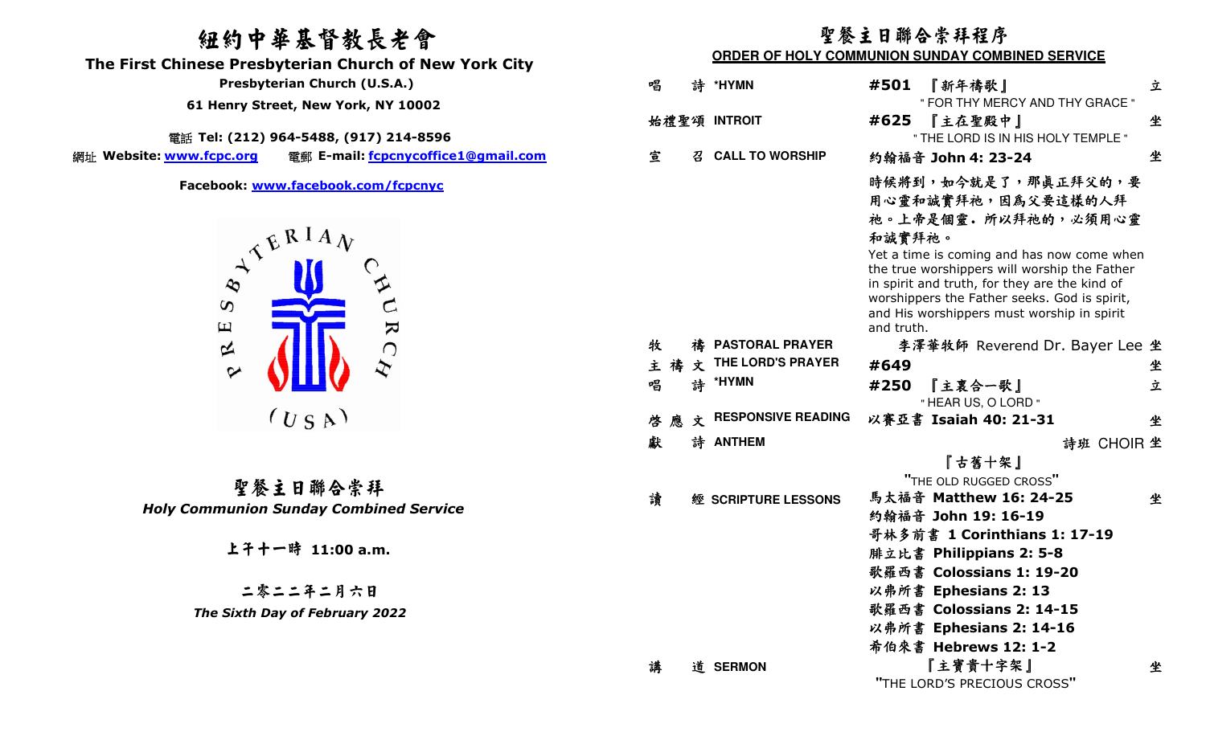# 紐約中華基督教長老會

## The First Chinese Presbyterian Church of New York City

**Presbyterian Church (U.S.A.)**

**61 Henry Street, New York, NY 10002**

電話 **Tel: (212) 964-5488, (917) 214-8596**

網址 **Website: www.fcpc.org** 電郵 **E-mail: fcpcnycoffice1@gmail.com**

**Facebook: www.facebook.com/fcpcnyc**

PRESBYTERIAN CHURCH (USA)

## 聖餐主日聯合崇拜

***Holy Communion Sunday Combined Service***

**上午十一時 11:00 a.m.**

**二零二二年二月六日**

***The Sixth Day of February 2022***

## 聖餐主日聯合崇拜程序

**ORDER OF HOLY COMMUNION SUNDAY COMBINED SERVICE**

| | | | |
|---|---|---|---|
| 唱詩 | **\*HYMN** | **#501** 『新年禱歌』 " FOR THY MERCY AND THY GRACE " | 立 |
| 始禮聖頌 | **INTROIT** | **#625** 『主在聖殿中』 " THE LORD IS IN HIS HOLY TEMPLE " | 坐 |
| 宣召 | **CALL TO WORSHIP** | 約翰福音 **John 4: 23-24** | 坐 |

時候將到，如今就是了，那真正拜父的，要用心靈和誠實拜祂，因為父要這樣的人拜祂。上帝是個靈，所以拜祂的，必須用心靈和誠實拜祂。

Yet a time is coming and has now come when the true worshippers will worship the Father in spirit and truth, for they are the kind of worshippers the Father seeks. God is spirit, and His worshippers must worship in spirit and truth.

| | | | |
|---|---|---|---|
| 牧禱 | **PASTORAL PRAYER** | 李澤華牧師 Reverend Dr. Bayer Lee | 坐 |
| 主禱文 | **THE LORD'S PRAYER** | **#649** | 坐 |
| 唱詩 | **\*HYMN** | **#250** 『主裏合一歌』 " HEAR US, O LORD " | 立 |
| 啓應文 | **RESPONSIVE READING** | 以賽亞書 **Isaiah 40: 21-31** | 坐 |
| 獻詩 | **ANTHEM** | 詩班 CHOIR 『古舊十架』 "THE OLD RUGGED CROSS" | 坐 |
| 讀經 | **SCRIPTURE LESSONS** | 馬太福音 **Matthew 16: 24-25** | 坐 |
| | | 約翰福音 **John 19: 16-19** | |
| | | 哥林多前書 **1 Corinthians 1: 17-19** | |
| | | 腓立比書 **Philippians 2: 5-8** | |
| | | 歌羅西書 **Colossians 1: 19-20** | |
| | | 以弗所書 **Ephesians 2: 13** | |
| | | 歌羅西書 **Colossians 2: 14-15** | |
| | | 以弗所書 **Ephesians 2: 14-16** | |
| | | 希伯來書 **Hebrews 12: 1-2** | |
| 講道 | **SERMON** | 『主寶貴十字架』 "THE LORD'S PRECIOUS CROSS" | 坐 |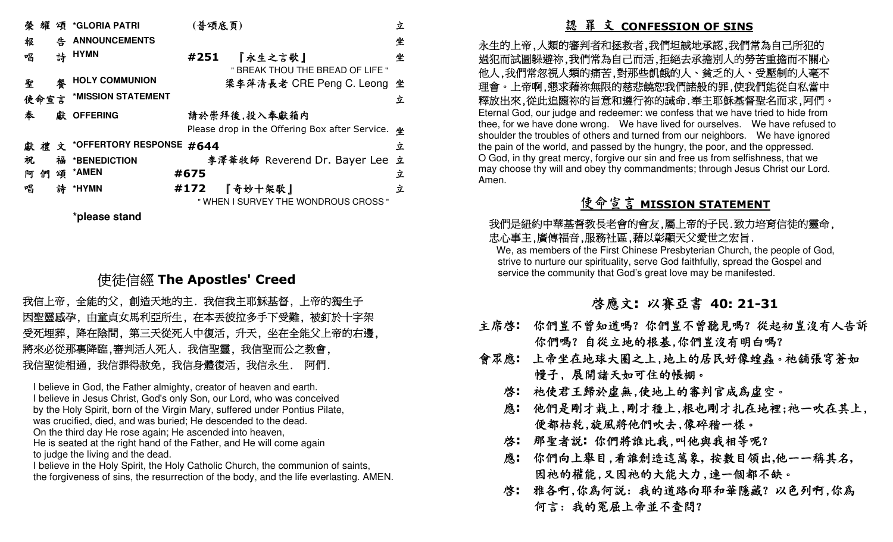| | | | |
|---|---|---|---|
| 榮 耀 頌 | *GLORIA PATRI | (普頌底頁) | 立 |
| 報 告 | ANNOUNCEMENTS | | 坐 |
| 唱 詩 | HYMN | #251 『永生之言歌』 " BREAK THOU THE BREAD OF LIFE " | 坐 |
| 聖 餐 | HOLY COMMUNION | 梁李萍清長老 CRE Peng C. Leong | 坐 |
| 使命宣言 | *MISSION STATEMENT | | 立 |
| 奉 獻 | OFFERING | 請於崇拜後,投入奉獻箱內 Please drop in the Offering Box after Service. | 坐 |
| 獻 禮 文 | *OFFERTORY RESPONSE | #644 | 立 |
| 祝 福 | *BENEDICTION | 李澤華牧師 Reverend Dr. Bayer Lee | 立 |
| 阿 們 頌 | *AMEN | #675 | 立 |
| 唱 詩 | *HYMN | #172 『奇妙十架歌』 " WHEN I SURVEY THE WONDROUS CROSS " | 立 |

***please stand**

## 使徒信經 The Apostles' Creed

我信上帝，全能的父，創造天地的主．我信我主耶穌基督，上帝的獨生子因聖靈感孕，由童貞女馬利亞所生，在本丟彼拉多手下受難，被釘於十字架受死埋葬，降在陰間，第三天從死人中復活，升天，坐在全能父上帝的右邊，將來必從那裏降臨,審判活人死人．我信聖靈，我信聖而公之教會，我信聖徒相通，我信罪得赦免，我信身體復活，我信永生． 阿們．

I believe in God, the Father almighty, creator of heaven and earth.
I believe in Jesus Christ, God's only Son, our Lord, who was conceived by the Holy Spirit, born of the Virgin Mary, suffered under Pontius Pilate, was crucified, died, and was buried; He descended to the dead.
On the third day He rose again; He ascended into heaven,
He is seated at the right hand of the Father, and He will come again to judge the living and the dead.
I believe in the Holy Spirit, the Holy Catholic Church, the communion of saints, the forgiveness of sins, the resurrection of the body, and the life everlasting. AMEN.

## 認 罪 文 CONFESSION OF SINS

永生的上帝,人類的審判者和拯救者,我們坦誠地承認,我們常為自己所犯的過犯而試圖躲避祢,我們常為自己而活,拒絕去承擔別人的勞苦重擔而不關心他人,我們常忽視人類的痛苦,對那些飢餓的人、貧乏的人、受壓制的人毫不理會。上帝啊,懇求藉祢無限的慈悲饒恕我們諸般的罪,使我們能從自私當中釋放出來,從此追隨祢的旨意和遵行祢的誡命.奉主耶穌基督聖名而求,阿們。
Eternal God, our judge and redeemer: we confess that we have tried to hide from thee, for we have done wrong. We have lived for ourselves. We have refused to shoulder the troubles of others and turned from our neighbors. We have ignored the pain of the world, and passed by the hungry, the poor, and the oppressed.
O God, in thy great mercy, forgive our sin and free us from selfishness, that we may choose thy will and obey thy commandments; through Jesus Christ our Lord. Amen.

## 使命宣言 MISSION STATEMENT

我們是紐約中華基督教長老會的會友,屬上帝的子民.致力培育信徒的靈命,忠心事主,廣傳福音,服務社區,藉以彰顯天父愛世之宏旨.
We, as members of the First Chinese Presbyterian Church, the people of God, strive to nurture our spirituality, serve God faithfully, spread the Gospel and service the community that God's great love may be manifested.

## 啓應文: 以賽亞書 40: 21-31

**主席啓:** 你們豈不曾知道嗎? 你們豈不曾聽見嗎? 從起初豈沒有人告訴你們嗎? 自從立地的根基,你們豈沒有明白嗎?
**會眾應:** 上帝坐在地球大圈之上,地上的居民好像蝗蟲。祂鋪張穹蒼如幔子, 展開諸天如可住的帳棚。
**啓:** 祂使君王歸於虛無,使地上的審判官成爲虛空。
**應:** 他們是剛才栽上,剛才種上,根也剛才扎在地裡;祂一吹在其上,便都枯乾,旋風將他們吹去,像碎稭一樣。
**啓:** 那聖者說: 你們將誰比我,叫他與我相等呢?
**應:** 你們向上舉目,看誰創造這萬象, 按數目領出,他一一稱其名, 因祂的權能,又因祂的大能大力,連一個都不缺。
**啓:** 雅各啊,你為何說: 我的道路向耶和華隱藏? 以色列啊,你爲何言: 我的冤屈上帝並不查問?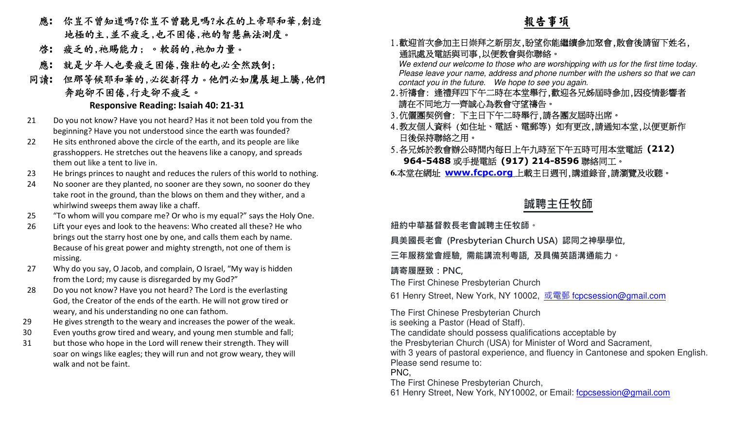**應：** 你豈不曾知道嗎?你豈不曾聽見嗎?永在的上帝耶和華,創造地極的主,並不疲乏,也不困倦,祂的智慧無法測度。

**啓：** 疲乏的,祂賜能力； 。軟弱的,祂加力量。

**應：** 就是少年人也要疲乏困倦,強壯的也必全然跌倒；

**同讀：** 但那等候耶和華的,必從新得力。他們必如鷹展翅上騰,他們奔跑卻不困倦,行走卻不疲乏 。

### Responsive Reading: Isaiah 40: 21-31

21 Do you not know? Have you not heard? Has it not been told you from the beginning? Have you not understood since the earth was founded?

22 He sits enthroned above the circle of the earth, and its people are like grasshoppers. He stretches out the heavens like a canopy, and spreads them out like a tent to live in.

23 He brings princes to naught and reduces the rulers of this world to nothing.

24 No sooner are they planted, no sooner are they sown, no sooner do they take root in the ground, than the blows on them and they wither, and a whirlwind sweeps them away like a chaff.

25 "To whom will you compare me? Or who is my equal?" says the Holy One.

26 Lift your eyes and look to the heavens: Who created all these? He who brings out the starry host one by one, and calls them each by name. Because of his great power and mighty strength, not one of them is missing.

27 Why do you say, O Jacob, and complain, O Israel, "My way is hidden from the Lord; my cause is disregarded by my God?"

28 Do you not know? Have you not heard? The Lord is the everlasting God, the Creator of the ends of the earth. He will not grow tired or weary, and his understanding no one can fathom.

29 He gives strength to the weary and increases the power of the weak.

30 Even youths grow tired and weary, and young men stumble and fall;

31 but those who hope in the Lord will renew their strength. They will soar on wings like eagles; they will run and not grow weary, they will walk and not be faint.

## 報告事項

1. 歡迎首次參加主日崇拜之新朋友,盼望你能繼續參加聚會,散會後請留下姓名,通訊處及電話與司事,以便教會與你聯絡。
   *We extend our welcome to those who are worshipping with us for the first time today. Please leave your name, address and phone number with the ushers so that we can contact you in the future. We hope to see you again.*
2. 祈禱會: 逢禮拜四下午二時在本堂舉行,歡迎各兄姊屆時參加,因疫情影響者請在不同地方一齊誠心為教會守望禱告。
3. 伉儷團契例會: 下主日下午二時舉行,請各團友屆時出席。
4. 教友個人資料（如住址、電話、電郵等）如有更改,請通知本堂,以便更新作日後保持聯絡之用。
5. 各兄姊於教會辦公時間內每日上午九時至下午五時可用本堂電話 **(212) 964-5488** 或手提電話 **(917) 214-8596** 聯絡同工。
6. 本堂在網址 **www.fcpc.org** 上載主日週刊,講道錄音,請瀏覽及收聽。

## 誠聘主任牧師

**紐約中華基督教長老會誠聘主任牧師。**

**具美國長老會 (Presbyterian Church USA) 認同之神學學位,**

**三年服務堂會經驗, 需能講流利粵語, 及具備英語溝通能力。**

**請寄履歷致：PNC,**

The First Chinese Presbyterian Church

61 Henry Street, New York, NY 10002, 或電郵 fcpcsession@gmail.com

The First Chinese Presbyterian Church
is seeking a Pastor (Head of Staff).
The candidate should possess qualifications acceptable by
the Presbyterian Church (USA) for Minister of Word and Sacrament,
with 3 years of pastoral experience, and fluency in Cantonese and spoken English.
Please send resume to:
PNC,
The First Chinese Presbyterian Church,
61 Henry Street, New York, NY10002, or Email: fcpcsession@gmail.com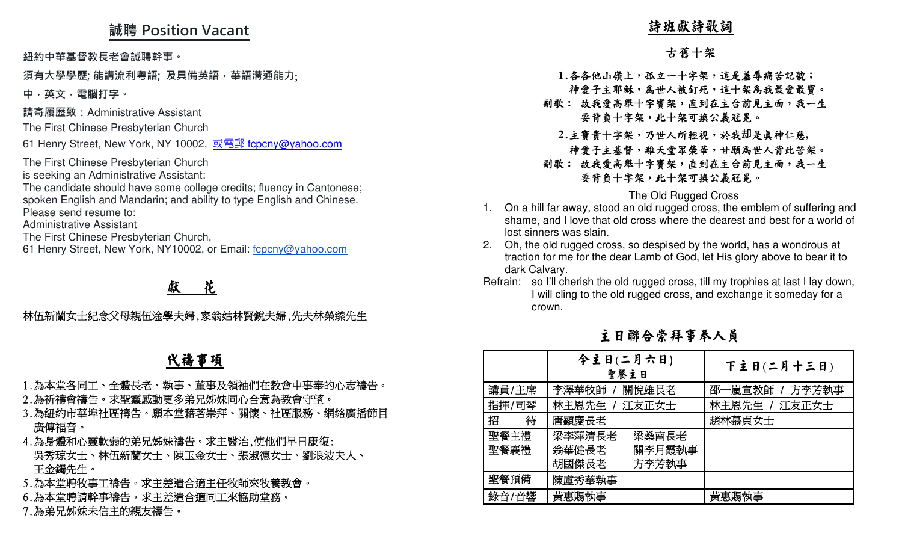## 誠聘 Position Vacant

紐約中華基督教長老會誠聘幹事。

須有大學學歷; 能講流利粵語; 及具備英語，華語溝通能力;

中，英文，電腦打字。

請寄履歷致：Administrative Assistant

The First Chinese Presbyterian Church

61 Henry Street, New York, NY 10002, 或電郵 fcpcny@yahoo.com

The First Chinese Presbyterian Church
is seeking an Administrative Assistant:
The candidate should have some college credits; fluency in Cantonese; spoken English and Mandarin; and ability to type English and Chinese.
Please send resume to:
Administrative Assistant
The First Chinese Presbyterian Church,
61 Henry Street, New York, NY10002, or Email: fcpcny@yahoo.com

## 獻 花

林伍新蘭女士紀念父母親伍淦學夫婦,家翁姑林賢銳夫婦,先夫林榮臻先生

## 代禱事項

1.為本堂各同工、全體長老、執事、董事及領袖們在教會中事奉的心志禱告。
2.為祈禱會禱告。求聖靈感動更多弟兄姊妹同心合意為教會守望。
3.為紐約市華埠社區禱告。願本堂藉著崇拜、關懷、社區服務、網絡廣播節目廣傳福音。
4.為身體和心靈軟弱的弟兄姊妹禱告。求主醫治,使他們早日康復:
吳秀琼女士、林伍新蘭女士、陳玉金女士、張淑德女士、劉浪波夫人、王金鐲先生。
5.為本堂聘牧事工禱告。求主差遣合適主任牧師來牧養教會。
6.為本堂聘請幹事禱告。求主差遣合適同工來協助堂務。
7.為弟兄姊妹未信主的親友禱告。

## 詩班獻詩歌詞

### 古舊十架

1.各各他山嶺上，孤立一十字架，這是羞辱痛苦記號；
神愛子主耶穌，為世人被釘死，這十架為我最愛最寶。
副歌： 故我愛高舉十字寶架，直到在主台前見主面，我一生
要背負十字架，此十架可換公義冠冕。

2.主寶貴十字架，乃世人所輕視，於我却是真神仁慈，
神愛子主基督，離天堂眾榮華，甘願為世人背此苦架。
副歌： 故我愛高舉十字寶架，直到在主台前見主面，我一生
要背負十字架，此十架可換公義冠冕。

The Old Rugged Cross

1. On a hill far away, stood an old rugged cross, the emblem of suffering and shame, and I love that old cross where the dearest and best for a world of lost sinners was slain.
2. Oh, the old rugged cross, so despised by the world, has a wondrous at traction for me for the dear Lamb of God, let His glory above to bear it to dark Calvary.

Refrain: so I'll cherish the old rugged cross, till my trophies at last I lay down, I will cling to the old rugged cross, and exchange it someday for a crown.

## 主日聯合崇拜事奉人員

| | 今主日(二月六日) 聖餐主日 | 下主日(二月十三日) |
|---|---|---|
| 講員/主席 | 李澤華牧師 / 關悅雄長老 | 邵一嵐宣教師 / 方李芳執事 |
| 指揮/司琴 | 林主恩先生 / 江友正女士 | 林主恩先生 / 江友正女士 |
| 招　　待 | 唐顯慶長老 | 趙林慕貞女士 |
| 聖餐主禮 聖餐襄禮 | 梁李萍清長老　梁燊南長老 翁華健長老　關李月霞執事 胡國傑長老　方李芳執事 | |
| 聖餐預備 | 陳盧秀華執事 | |
| 錄音/音響 | 黃惠賜執事 | 黃惠賜執事 |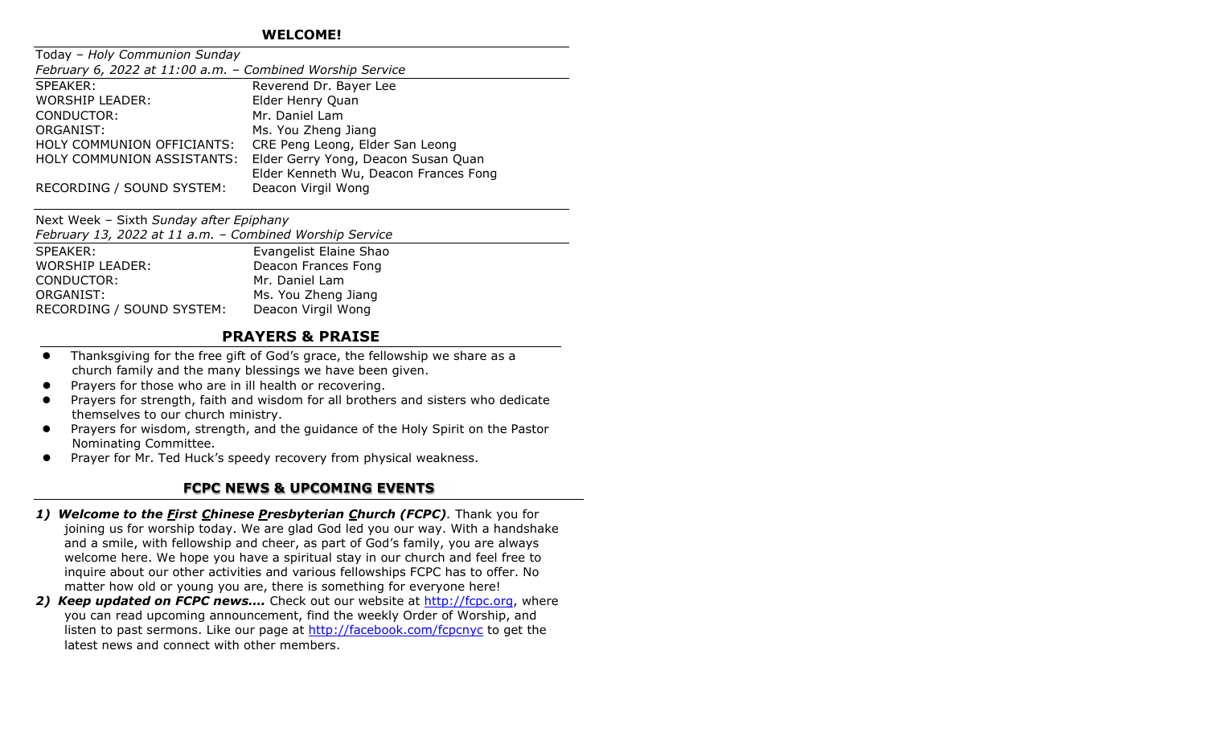## WELCOME!

Today – *Holy Communion Sunday*
*February 6, 2022 at 11:00 a.m. – Combined Worship Service*

| | |
|---|---|
| SPEAKER: | Reverend Dr. Bayer Lee |
| WORSHIP LEADER: | Elder Henry Quan |
| CONDUCTOR: | Mr. Daniel Lam |
| ORGANIST: | Ms. You Zheng Jiang |
| HOLY COMMUNION OFFICIANTS: | CRE Peng Leong, Elder San Leong |
| HOLY COMMUNION ASSISTANTS: | Elder Gerry Yong, Deacon Susan Quan<br>Elder Kenneth Wu, Deacon Frances Fong |
| RECORDING / SOUND SYSTEM: | Deacon Virgil Wong |

Next Week – Sixth *Sunday after Epiphany*
*February 13, 2022 at 11 a.m. – Combined Worship Service*

| | |
|---|---|
| SPEAKER: | Evangelist Elaine Shao |
| WORSHIP LEADER: | Deacon Frances Fong |
| CONDUCTOR: | Mr. Daniel Lam |
| ORGANIST: | Ms. You Zheng Jiang |
| RECORDING / SOUND SYSTEM: | Deacon Virgil Wong |

## PRAYERS & PRAISE

- Thanksgiving for the free gift of God's grace, the fellowship we share as a church family and the many blessings we have been given.
- Prayers for those who are in ill health or recovering.
- Prayers for strength, faith and wisdom for all brothers and sisters who dedicate themselves to our church ministry.
- Prayers for wisdom, strength, and the guidance of the Holy Spirit on the Pastor Nominating Committee.
- Prayer for Mr. Ted Huck's speedy recovery from physical weakness.

## FCPC NEWS & UPCOMING EVENTS

1) ***Welcome to the First Chinese Presbyterian Church (FCPC)***. Thank you for joining us for worship today. We are glad God led you our way. With a handshake and a smile, with fellowship and cheer, as part of God's family, you are always welcome here. We hope you have a spiritual stay in our church and feel free to inquire about our other activities and various fellowships FCPC has to offer. No matter how old or young you are, there is something for everyone here!
2) ***Keep updated on FCPC news….*** Check out our website at http://fcpc.org, where you can read upcoming announcement, find the weekly Order of Worship, and listen to past sermons. Like our page at http://facebook.com/fcpcnyc to get the latest news and connect with other members.